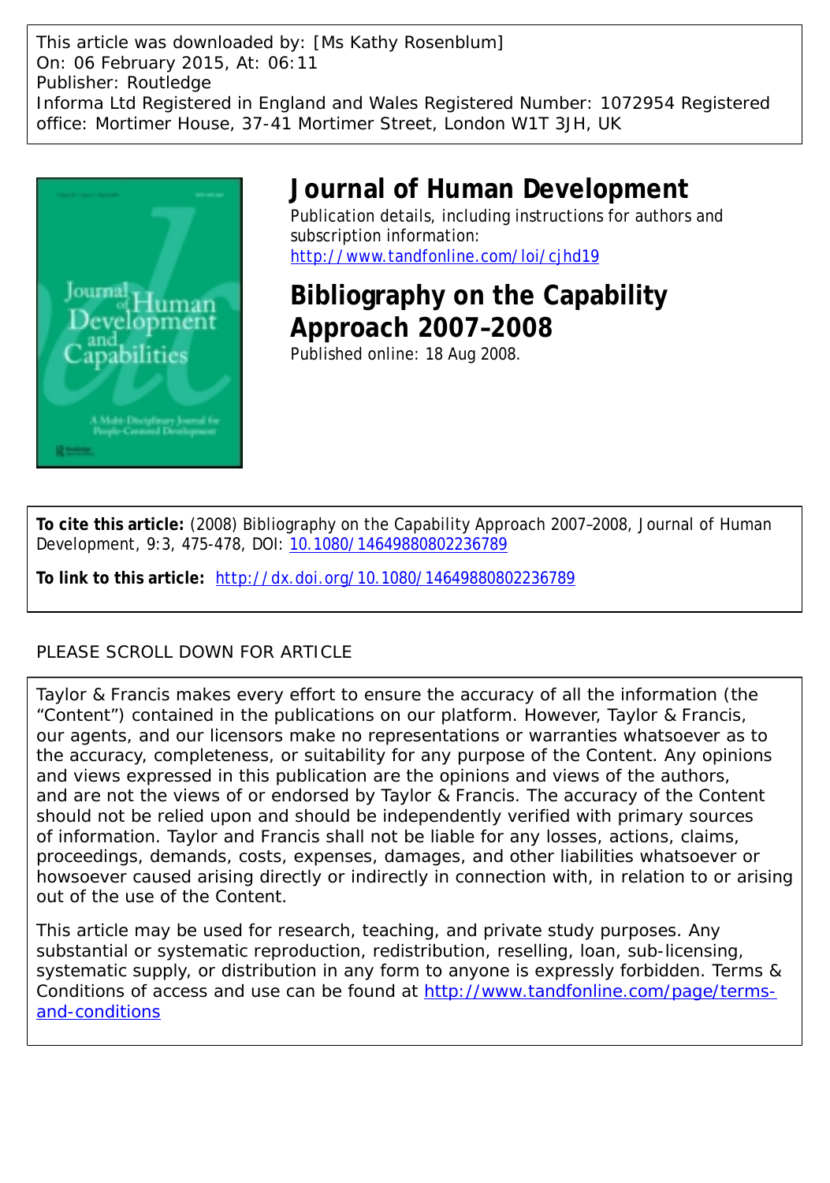This article was downloaded by: [Ms Kathy Rosenblum]
On: 06 February 2015, At: 06:11
Publisher: Routledge
Informa Ltd Registered in England and Wales Registered Number: 1072954 Registered office: Mortimer House, 37-41 Mortimer Street, London W1T 3JH, UK

# Journal of Human Development

Publication details, including instructions for authors and subscription information:
http://www.tandfonline.com/loi/cjhd19

## Bibliography on the Capability Approach 2007–2008

Published online: 18 Aug 2008.

**To cite this article:** (2008) Bibliography on the Capability Approach 2007–2008, Journal of Human Development, 9:3, 475-478, DOI: 10.1080/14649880802236789

**To link to this article:** http://dx.doi.org/10.1080/14649880802236789

PLEASE SCROLL DOWN FOR ARTICLE

Taylor & Francis makes every effort to ensure the accuracy of all the information (the "Content") contained in the publications on our platform. However, Taylor & Francis, our agents, and our licensors make no representations or warranties whatsoever as to the accuracy, completeness, or suitability for any purpose of the Content. Any opinions and views expressed in this publication are the opinions and views of the authors, and are not the views of or endorsed by Taylor & Francis. The accuracy of the Content should not be relied upon and should be independently verified with primary sources of information. Taylor and Francis shall not be liable for any losses, actions, claims, proceedings, demands, costs, expenses, damages, and other liabilities whatsoever or howsoever caused arising directly or indirectly in connection with, in relation to or arising out of the use of the Content.

This article may be used for research, teaching, and private study purposes. Any substantial or systematic reproduction, redistribution, reselling, loan, sub-licensing, systematic supply, or distribution in any form to anyone is expressly forbidden. Terms & Conditions of access and use can be found at http://www.tandfonline.com/page/terms-and-conditions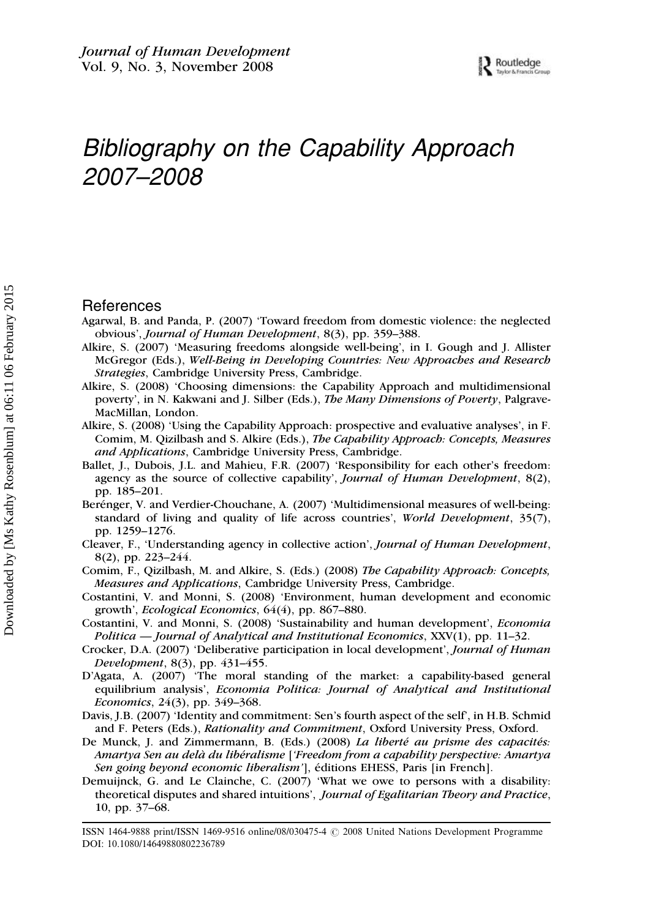# Bibliography on the Capability Approach 2007–2008

## References

Agarwal, B. and Panda, P. (2007) 'Toward freedom from domestic violence: the neglected obvious', *Journal of Human Development*, 8(3), pp. 359–388.

Alkire, S. (2007) 'Measuring freedoms alongside well-being', in I. Gough and J. Allister McGregor (Eds.), *Well-Being in Developing Countries: New Approaches and Research Strategies*, Cambridge University Press, Cambridge.

Alkire, S. (2008) 'Choosing dimensions: the Capability Approach and multidimensional poverty', in N. Kakwani and J. Silber (Eds.), *The Many Dimensions of Poverty*, Palgrave-MacMillan, London.

Alkire, S. (2008) 'Using the Capability Approach: prospective and evaluative analyses', in F. Comim, M. Qizilbash and S. Alkire (Eds.), *The Capability Approach: Concepts, Measures and Applications*, Cambridge University Press, Cambridge.

Ballet, J., Dubois, J.L. and Mahieu, F.R. (2007) 'Responsibility for each other's freedom: agency as the source of collective capability', *Journal of Human Development*, 8(2), pp. 185–201.

Berénger, V. and Verdier-Chouchane, A. (2007) 'Multidimensional measures of well-being: standard of living and quality of life across countries', *World Development*, 35(7), pp. 1259–1276.

Cleaver, F., 'Understanding agency in collective action', *Journal of Human Development*, 8(2), pp. 223–244.

Comim, F., Qizilbash, M. and Alkire, S. (Eds.) (2008) *The Capability Approach: Concepts, Measures and Applications*, Cambridge University Press, Cambridge.

Costantini, V. and Monni, S. (2008) 'Environment, human development and economic growth', *Ecological Economics*, 64(4), pp. 867–880.

Costantini, V. and Monni, S. (2008) 'Sustainability and human development', *Economia Politica — Journal of Analytical and Institutional Economics*, XXV(1), pp. 11–32.

Crocker, D.A. (2007) 'Deliberative participation in local development', *Journal of Human Development*, 8(3), pp. 431–455.

D'Agata, A. (2007) 'The moral standing of the market: a capability-based general equilibrium analysis', *Economia Politica: Journal of Analytical and Institutional Economics*, 24(3), pp. 349–368.

Davis, J.B. (2007) 'Identity and commitment: Sen's fourth aspect of the self', in H.B. Schmid and F. Peters (Eds.), *Rationality and Commitment*, Oxford University Press, Oxford.

De Munck, J. and Zimmermann, B. (Eds.) (2008) *La liberté au prisme des capacités: Amartya Sen au delà du libéralisme* [*'Freedom from a capability perspective: Amartya Sen going beyond economic liberalism'*], éditions EHESS, Paris [in French].

Demuijnck, G. and Le Clainche, C. (2007) 'What we owe to persons with a disability: theoretical disputes and shared intuitions', *Journal of Egalitarian Theory and Practice*, 10, pp. 37–68.

ISSN 1464-9888 print/ISSN 1469-9516 online/08/030475-4 © 2008 United Nations Development Programme
DOI: 10.1080/14649880802236789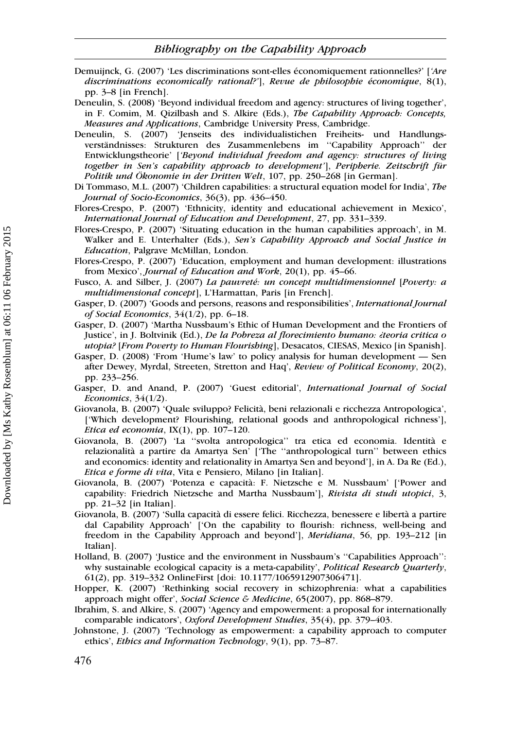Demuijnck, G. (2007) 'Les discriminations sont-elles économiquement rationnelles?' [*'Are discriminations economically rational?'*], *Revue de philosophie économique*, 8(1), pp. 3–8 [in French].

Deneulin, S. (2008) 'Beyond individual freedom and agency: structures of living together', in F. Comim, M. Qizilbash and S. Alkire (Eds.), *The Capability Approach: Concepts, Measures and Applications*, Cambridge University Press, Cambridge.

Deneulin, S. (2007) 'Jenseits des individualistichen Freiheits- und Handlungsverständnisses: Strukturen des Zusammenlebens im ''Capability Approach'' der Entwicklungstheorie' [*'Beyond individual freedom and agency: structures of living together in Sen's capability approach to development'*], *Peripherie. Zeitschrift für Politik und Ökonomie in der Dritten Welt*, 107, pp. 250–268 [in German].

Di Tommaso, M.L. (2007) 'Children capabilities: a structural equation model for India', *The Journal of Socio-Economics*, 36(3), pp. 436–450.

Flores-Crespo, P. (2007) 'Ethnicity, identity and educational achievement in Mexico', *International Journal of Education and Development*, 27, pp. 331–339.

Flores-Crespo, P. (2007) 'Situating education in the human capabilities approach', in M. Walker and E. Unterhalter (Eds.), *Sen's Capability Approach and Social Justice in Education*, Palgrave McMillan, London.

Flores-Crespo, P. (2007) 'Education, employment and human development: illustrations from Mexico', *Journal of Education and Work*, 20(1), pp. 45–66.

Fusco, A. and Silber, J. (2007) *La pauvreté: un concept multidimensionnel* [*Poverty: a multidimensional concept*], L'Harmattan, Paris [in French].

Gasper, D. (2007) 'Goods and persons, reasons and responsibilities', *International Journal of Social Economics*, 34(1/2), pp. 6–18.

Gasper, D. (2007) 'Martha Nussbaum's Ethic of Human Development and the Frontiers of Justice', in J. Boltvinik (Ed.), *De la Pobreza al florecimiento humano: ¿teoria critica o utopia?* [*From Poverty to Human Flourishing*], Desacatos, CIESAS, Mexico [in Spanish].

Gasper, D. (2008) 'From 'Hume's law' to policy analysis for human development — Sen after Dewey, Myrdal, Streeten, Stretton and Haq', *Review of Political Economy*, 20(2), pp. 233–256.

Gasper, D. and Anand, P. (2007) 'Guest editorial', *International Journal of Social Economics*, 34(1/2).

Giovanola, B. (2007) 'Quale sviluppo? Felicità, beni relazionali e ricchezza Antropologica', ['Which development? Flourishing, relational goods and anthropological richness'], *Etica ed economia*, IX(1), pp. 107–120.

Giovanola, B. (2007) 'La ''svolta antropologica'' tra etica ed economia. Identità e relazionalità a partire da Amartya Sen' ['The ''anthropological turn'' between ethics and economics: identity and relationality in Amartya Sen and beyond'], in A. Da Re (Ed.), *Etica e forme di vita*, Vita e Pensiero, Milano [in Italian].

Giovanola, B. (2007) 'Potenza e capacità: F. Nietzsche e M. Nussbaum' ['Power and capability: Friedrich Nietzsche and Martha Nussbaum'], *Rivista di studi utopici*, 3, pp. 21–32 [in Italian].

Giovanola, B. (2007) 'Sulla capacità di essere felici. Ricchezza, benessere e libertà a partire dal Capability Approach' ['On the capability to flourish: richness, well-being and freedom in the Capability Approach and beyond'], *Meridiana*, 56, pp. 193–212 [in Italian].

Holland, B. (2007) 'Justice and the environment in Nussbaum's ''Capabilities Approach'': why sustainable ecological capacity is a meta-capability', *Political Research Quarterly*, 61(2), pp. 319–332 OnlineFirst [doi: 10.1177/1065912907306471].

Hopper, K. (2007) 'Rethinking social recovery in schizophrenia: what a capabilities approach might offer', *Social Science & Medicine*, 65(2007), pp. 868–879.

Ibrahim, S. and Alkire, S. (2007) 'Agency and empowerment: a proposal for internationally comparable indicators', *Oxford Development Studies*, 35(4), pp. 379–403.

Johnstone, J. (2007) 'Technology as empowerment: a capability approach to computer ethics', *Ethics and Information Technology*, 9(1), pp. 73–87.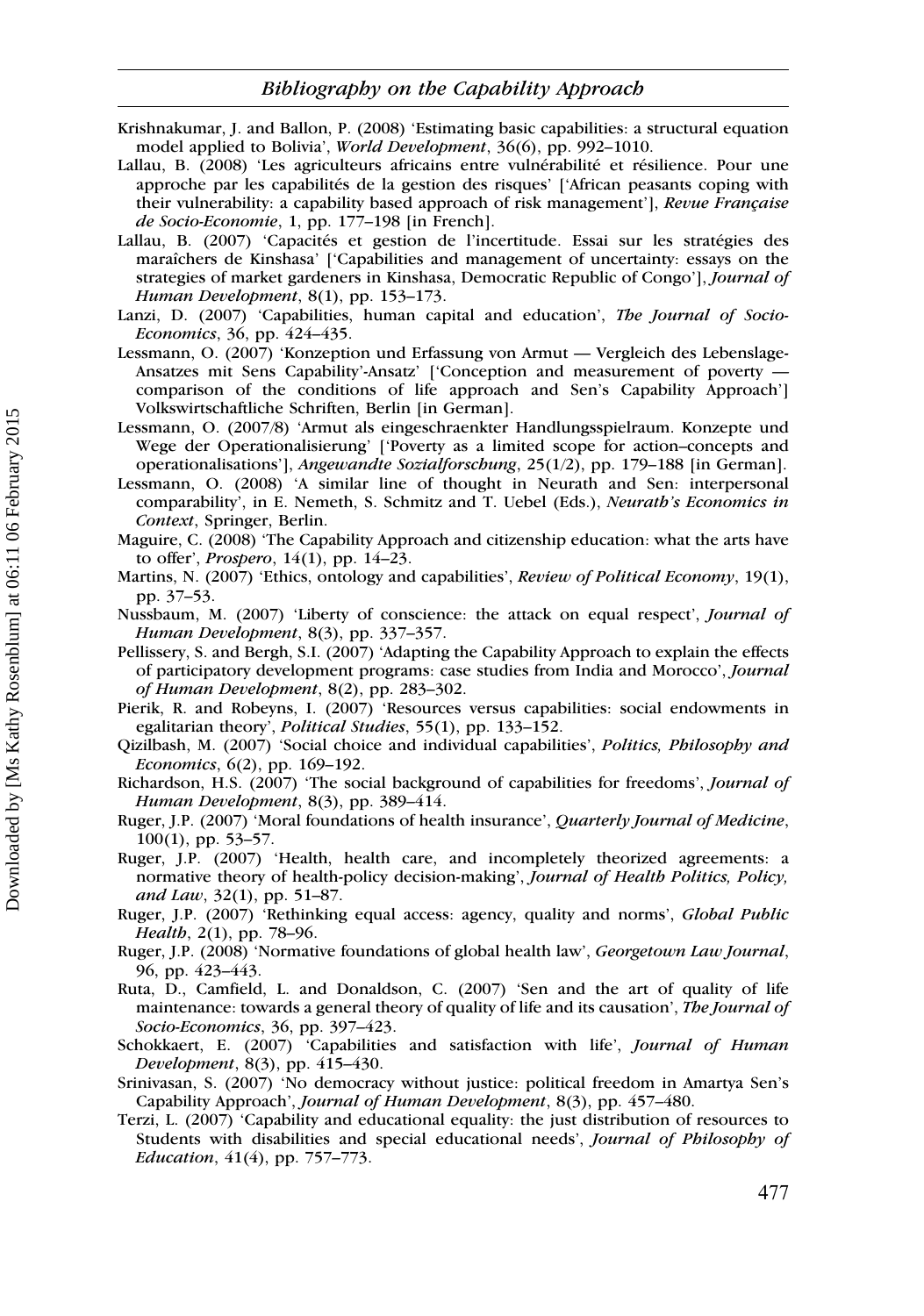Krishnakumar, J. and Ballon, P. (2008) 'Estimating basic capabilities: a structural equation model applied to Bolivia', *World Development*, 36(6), pp. 992–1010.

Lallau, B. (2008) 'Les agriculteurs africains entre vulnérabilité et résilience. Pour une approche par les capabilités de la gestion des risques' ['African peasants coping with their vulnerability: a capability based approach of risk management'], *Revue Française de Socio-Economie*, 1, pp. 177–198 [in French].

Lallau, B. (2007) 'Capacités et gestion de l'incertitude. Essai sur les stratégies des maraîchers de Kinshasa' ['Capabilities and management of uncertainty: essays on the strategies of market gardeners in Kinshasa, Democratic Republic of Congo'], *Journal of Human Development*, 8(1), pp. 153–173.

Lanzi, D. (2007) 'Capabilities, human capital and education', *The Journal of Socio-Economics*, 36, pp. 424–435.

Lessmann, O. (2007) 'Konzeption und Erfassung von Armut — Vergleich des Lebenslage-Ansatzes mit Sens Capability'-Ansatz' ['Conception and measurement of poverty — comparison of the conditions of life approach and Sen's Capability Approach'] Volkswirtschaftliche Schriften, Berlin [in German].

Lessmann, O. (2007/8) 'Armut als eingeschraenkter Handlungsspielraum. Konzepte und Wege der Operationalisierung' ['Poverty as a limited scope for action–concepts and operationalisations'], *Angewandte Sozialforschung*, 25(1/2), pp. 179–188 [in German].

Lessmann, O. (2008) 'A similar line of thought in Neurath and Sen: interpersonal comparability', in E. Nemeth, S. Schmitz and T. Uebel (Eds.), *Neurath's Economics in Context*, Springer, Berlin.

Maguire, C. (2008) 'The Capability Approach and citizenship education: what the arts have to offer', *Prospero*, 14(1), pp. 14–23.

Martins, N. (2007) 'Ethics, ontology and capabilities', *Review of Political Economy*, 19(1), pp. 37–53.

Nussbaum, M. (2007) 'Liberty of conscience: the attack on equal respect', *Journal of Human Development*, 8(3), pp. 337–357.

Pellissery, S. and Bergh, S.I. (2007) 'Adapting the Capability Approach to explain the effects of participatory development programs: case studies from India and Morocco', *Journal of Human Development*, 8(2), pp. 283–302.

Pierik, R. and Robeyns, I. (2007) 'Resources versus capabilities: social endowments in egalitarian theory', *Political Studies*, 55(1), pp. 133–152.

Qizilbash, M. (2007) 'Social choice and individual capabilities', *Politics, Philosophy and Economics*, 6(2), pp. 169–192.

Richardson, H.S. (2007) 'The social background of capabilities for freedoms', *Journal of Human Development*, 8(3), pp. 389–414.

Ruger, J.P. (2007) 'Moral foundations of health insurance', *Quarterly Journal of Medicine*, 100(1), pp. 53–57.

Ruger, J.P. (2007) 'Health, health care, and incompletely theorized agreements: a normative theory of health-policy decision-making', *Journal of Health Politics, Policy, and Law*, 32(1), pp. 51–87.

Ruger, J.P. (2007) 'Rethinking equal access: agency, quality and norms', *Global Public Health*, 2(1), pp. 78–96.

Ruger, J.P. (2008) 'Normative foundations of global health law', *Georgetown Law Journal*, 96, pp. 423–443.

Ruta, D., Camfield, L. and Donaldson, C. (2007) 'Sen and the art of quality of life maintenance: towards a general theory of quality of life and its causation', *The Journal of Socio-Economics*, 36, pp. 397–423.

Schokkaert, E. (2007) 'Capabilities and satisfaction with life', *Journal of Human Development*, 8(3), pp. 415–430.

Srinivasan, S. (2007) 'No democracy without justice: political freedom in Amartya Sen's Capability Approach', *Journal of Human Development*, 8(3), pp. 457–480.

Terzi, L. (2007) 'Capability and educational equality: the just distribution of resources to Students with disabilities and special educational needs', *Journal of Philosophy of Education*, 41(4), pp. 757–773.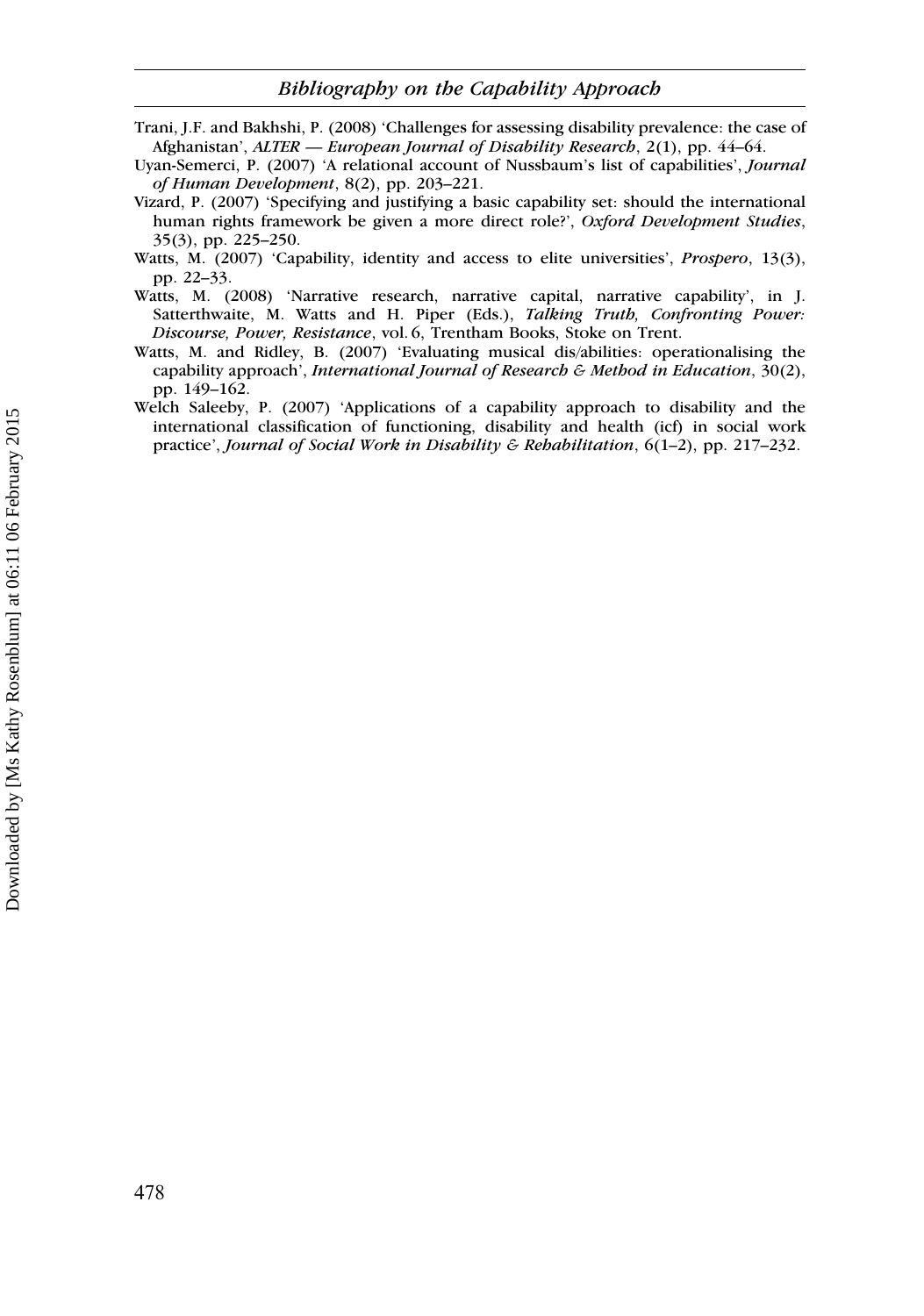Trani, J.F. and Bakhshi, P. (2008) 'Challenges for assessing disability prevalence: the case of Afghanistan', *ALTER — European Journal of Disability Research*, 2(1), pp. 44–64.

Uyan-Semerci, P. (2007) 'A relational account of Nussbaum's list of capabilities', *Journal of Human Development*, 8(2), pp. 203–221.

Vizard, P. (2007) 'Specifying and justifying a basic capability set: should the international human rights framework be given a more direct role?', *Oxford Development Studies*, 35(3), pp. 225–250.

Watts, M. (2007) 'Capability, identity and access to elite universities', *Prospero*, 13(3), pp. 22–33.

Watts, M. (2008) 'Narrative research, narrative capital, narrative capability', in J. Satterthwaite, M. Watts and H. Piper (Eds.), *Talking Truth, Confronting Power: Discourse, Power, Resistance*, vol. 6, Trentham Books, Stoke on Trent.

Watts, M. and Ridley, B. (2007) 'Evaluating musical dis/abilities: operationalising the capability approach', *International Journal of Research & Method in Education*, 30(2), pp. 149–162.

Welch Saleeby, P. (2007) 'Applications of a capability approach to disability and the international classification of functioning, disability and health (icf) in social work practice', *Journal of Social Work in Disability & Rehabilitation*, 6(1–2), pp. 217–232.